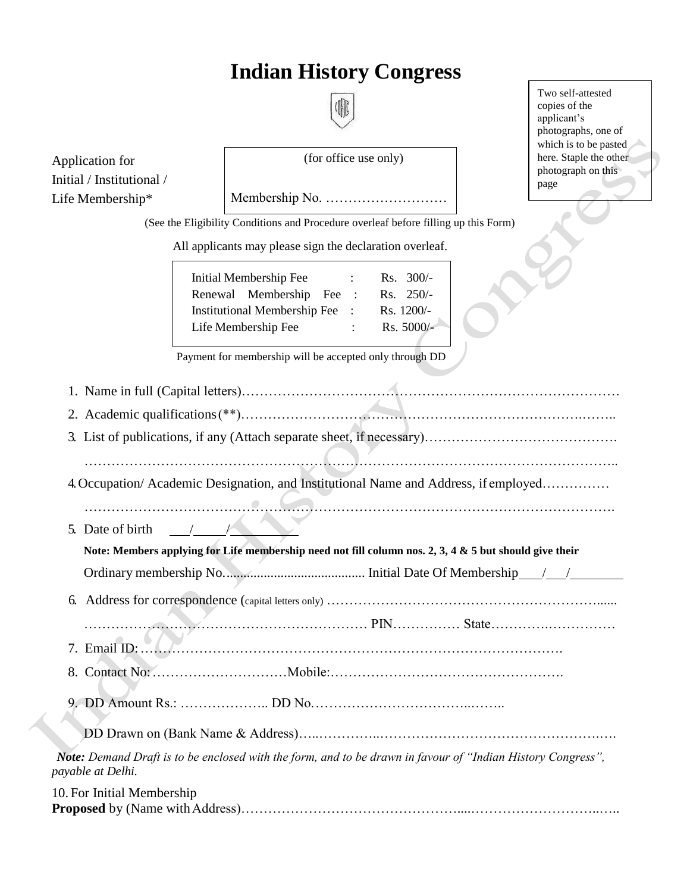# Indian History Congress

Two self-attested copies of the applicant's photographs, one of which is to be pasted here. Staple the other photograph on this page

Application for Initial / Institutional / Life Membership*

(for office use only)

Membership No. ………………………

(See the Eligibility Conditions and Procedure overleaf before filling up this Form)

All applicants may please sign the declaration overleaf.

| | | |
|---|---|---|
| Initial Membership Fee | : | Rs. 300/- |
| Renewal Membership Fee | : | Rs. 250/- |
| Institutional Membership Fee | : | Rs. 1200/- |
| Life Membership Fee | : | Rs. 5000/- |

Payment for membership will be accepted only through DD

1. Name in full (Capital letters)………………………………………………………………………
2. Academic qualifications (**)………………………………………………………………………..
3. List of publications, if any (Attach separate sheet, if necessary)…………………………………….
   ……………………………………………………………………………………………………..
4. Occupation/ Academic Designation, and Institutional Name and Address, if employed……………
   ……………………………………………………………………………………………………
5. Date of birth \_\_\_/\_\_\_\_/\_\_\_\_\_\_\_\_

   **Note: Members applying for Life membership need not fill column nos. 2, 3, 4 & 5 but should give their**

   Ordinary membership No......................................... Initial Date Of Membership \_\_\_/\_\_\_/\_\_\_\_\_\_\_\_
6. Address for correspondence (capital letters only) ………………………………………………......
   …………………………………………………… PIN…………… State………….……………
7. Email ID:………………………………………………………………………………….
8. Contact No:…………………………Mobile:…………………………………………….
9. DD Amount Rs.: ……………….. DD No.…………………………..……..

   DD Drawn on (Bank Name & Address)…..…………..……………………………………….……

***Note:*** *Demand Draft is to be enclosed with the form, and to be drawn in favour of "Indian History Congress", payable at Delhi.*

10. For Initial Membership

**Proposed** by (Name with Address)………………………………………....………………………..…..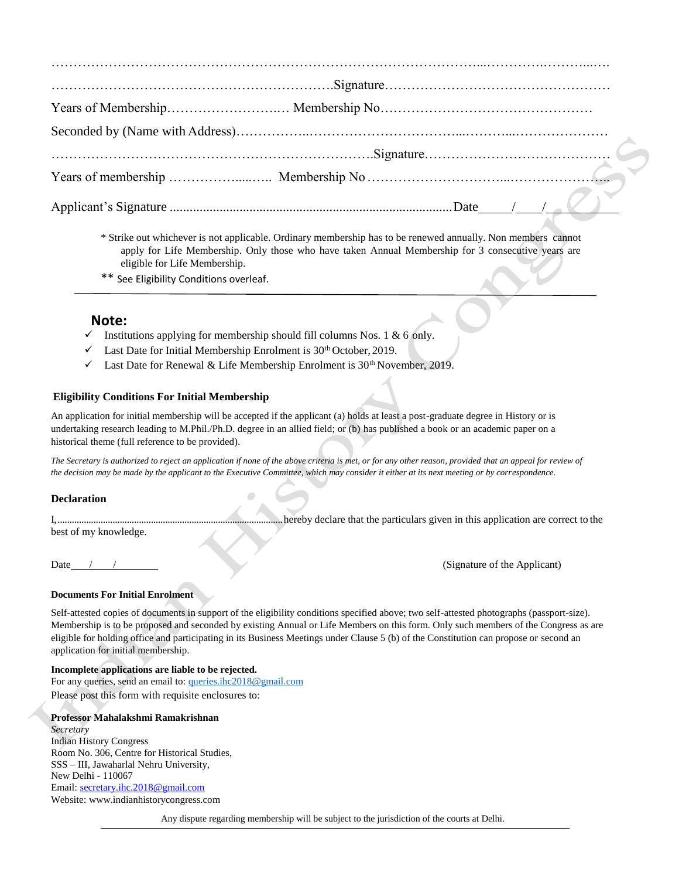……………………………………………………………………………………...…………..………...….

…………………………………………………….Signature…………………………………………….

Years of Membership……………………..… Membership No…………………………………………

Seconded by (Name with Address)……………...……………………………...………...…………………

…………………………………………………………….Signature……………………………………

Years of membership ……………......….. Membership No …………………………...……………………..

Applicant's Signature ..................................................................................Date\_\_\_\_\_/\_\_\_\_/\_\_\_\_\_\_\_\_\_\_\_

\* Strike out whichever is not applicable. Ordinary membership has to be renewed annually. Non members cannot apply for Life Membership. Only those who have taken Annual Membership for 3 consecutive years are eligible for Life Membership.

\*\* See Eligibility Conditions overleaf.

---

## Note:

- ✓ Institutions applying for membership should fill columns Nos. 1 & 6 only.
- ✓ Last Date for Initial Membership Enrolment is 30th October, 2019.
- ✓ Last Date for Renewal & Life Membership Enrolment is 30th November, 2019.

### Eligibility Conditions For Initial Membership

An application for initial membership will be accepted if the applicant (a) holds at least a post-graduate degree in History or is undertaking research leading to M.Phil./Ph.D. degree in an allied field; or (b) has published a book or an academic paper on a historical theme (full reference to be provided).

*The Secretary is authorized to reject an application if none of the above criteria is met, or for any other reason, provided that an appeal for review of the decision may be made by the applicant to the Executive Committee, which may consider it either at its next meeting or by correspondence.*

### Declaration

I,............................................................................................hereby declare that the particulars given in this application are correct to the best of my knowledge.

Date\_\_\_/\_\_\_/\_\_\_\_\_\_\_\_ (Signature of the Applicant)

### Documents For Initial Enrolment

Self-attested copies of documents in support of the eligibility conditions specified above; two self-attested photographs (passport-size). Membership is to be proposed and seconded by existing Annual or Life Members on this form. Only such members of the Congress as are eligible for holding office and participating in its Business Meetings under Clause 5 (b) of the Constitution can propose or second an application for initial membership.

**Incomplete applications are liable to be rejected.**

For any queries, send an email to: queries.ihc2018@gmail.com

Please post this form with requisite enclosures to:

**Professor Mahalakshmi Ramakrishnan**
*Secretary*
Indian History Congress
Room No. 306, Centre for Historical Studies,
SSS – III, Jawaharlal Nehru University,
New Delhi - 110067
Email: secretary.ihc2018@gmail.com
Website: www.indianhistorycongress.com

Any dispute regarding membership will be subject to the jurisdiction of the courts at Delhi.